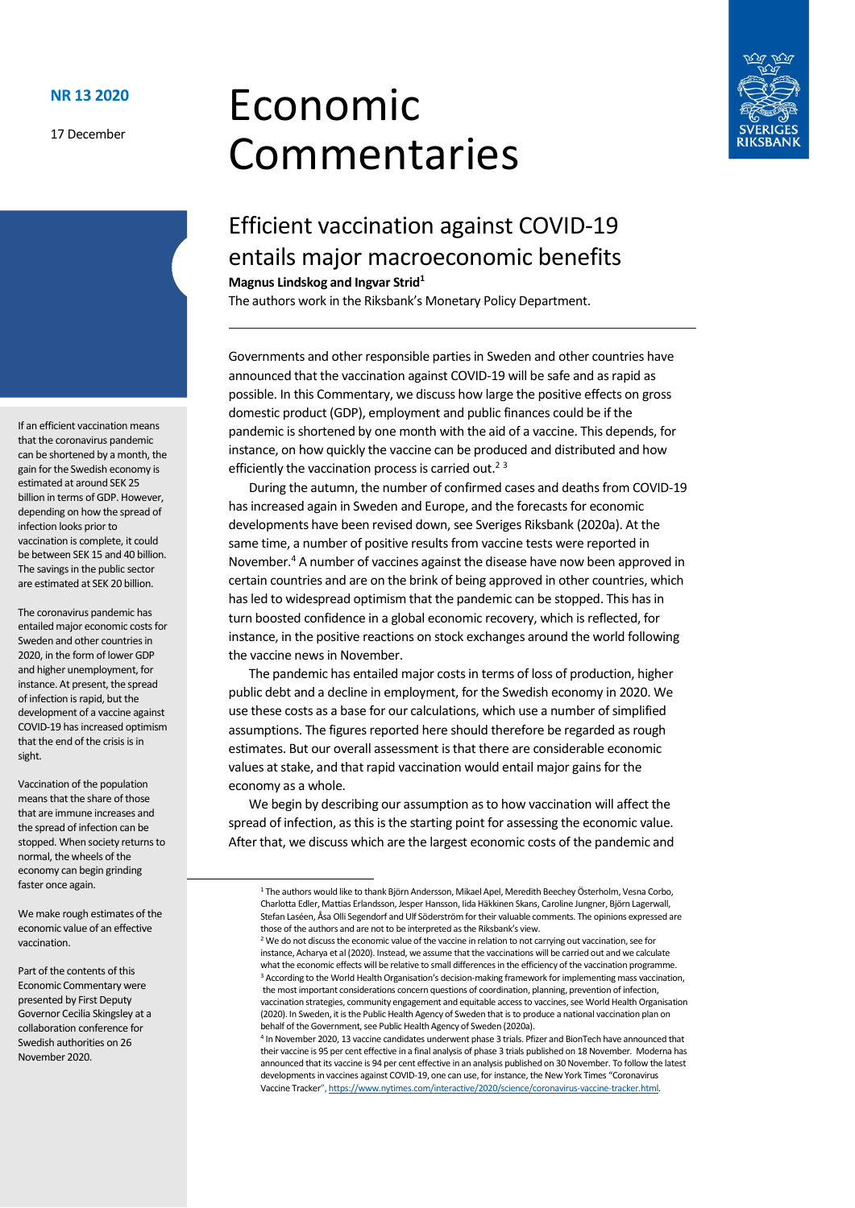**NR 13 2020**

17 December

# Economic Commentaries

## Efficient vaccination against COVID-19 entails major macroeconomic benefits

**Magnus Lindskog and Ingvar Strid**[1]

The authors work in the Riksbank's Monetary Policy Department.

If an efficient vaccination means that the coronavirus pandemic can be shortened by a month, the gain for the Swedish economy is estimated at around SEK 25 billion in terms of GDP. However, depending on how the spread of infection looks prior to vaccination is complete, it could be between SEK 15 and 40 billion. The savings in the public sector are estimated at SEK 20 billion.

The coronavirus pandemic has entailed major economic costs for Sweden and other countries in 2020, in the form of lower GDP and higher unemployment, for instance. At present, the spread of infection is rapid, but the development of a vaccine against COVID-19 has increased optimism that the end of the crisis is in sight.

Vaccination of the population means that the share of those that are immune increases and the spread of infection can be stopped. When society returns to normal, the wheels of the economy can begin grinding faster once again.

We make rough estimates of the economic value of an effective vaccination.

Part of the contents of this Economic Commentary were presented by First Deputy Governor Cecilia Skingsley at a collaboration conference for Swedish authorities on 26 November 2020.

Governments and other responsible parties in Sweden and other countries have announced that the vaccination against COVID-19 will be safe and as rapid as possible. In this Commentary, we discuss how large the positive effects on gross domestic product (GDP), employment and public finances could be if the pandemic is shortened by one month with the aid of a vaccine. This depends, for instance, on how quickly the vaccine can be produced and distributed and how efficiently the vaccination process is carried out.[2] [3]

During the autumn, the number of confirmed cases and deaths from COVID-19 has increased again in Sweden and Europe, and the forecasts for economic developments have been revised down, see Sveriges Riksbank (2020a). At the same time, a number of positive results from vaccine tests were reported in November.[4] A number of vaccines against the disease have now been approved in certain countries and are on the brink of being approved in other countries, which has led to widespread optimism that the pandemic can be stopped. This has in turn boosted confidence in a global economic recovery, which is reflected, for instance, in the positive reactions on stock exchanges around the world following the vaccine news in November.

The pandemic has entailed major costs in terms of loss of production, higher public debt and a decline in employment, for the Swedish economy in 2020. We use these costs as a base for our calculations, which use a number of simplified assumptions. The figures reported here should therefore be regarded as rough estimates. But our overall assessment is that there are considerable economic values at stake, and that rapid vaccination would entail major gains for the economy as a whole.

We begin by describing our assumption as to how vaccination will affect the spread of infection, as this is the starting point for assessing the economic value. After that, we discuss which are the largest economic costs of the pandemic and

---

[1] The authors would like to thank Björn Andersson, Mikael Apel, Meredith Beechey Österholm, Vesna Corbo, Charlotta Edler, Mattias Erlandsson, Jesper Hansson, Iida Häkkinen Skans, Caroline Jungner, Björn Lagerwall, Stefan Laséen, Åsa Olli Segendorf and Ulf Söderström for their valuable comments. The opinions expressed are those of the authors and are not to be interpreted as the Riksbank's view.

[2] We do not discuss the economic value of the vaccine in relation to not carrying out vaccination, see for instance, Acharya et al (2020). Instead, we assume that the vaccinations will be carried out and we calculate what the economic effects will be relative to small differences in the efficiency of the vaccination programme.

[3] According to the World Health Organisation's decision-making framework for implementing mass vaccination, the most important considerations concern questions of coordination, planning, prevention of infection, vaccination strategies, community engagement and equitable access to vaccines, see World Health Organisation (2020). In Sweden, it is the Public Health Agency of Sweden that is to produce a national vaccination plan on behalf of the Government, see Public Health Agency of Sweden (2020a).

[4] In November 2020, 13 vaccine candidates underwent phase 3 trials. Pfizer and BionTech have announced that their vaccine is 95 per cent effective in a final analysis of phase 3 trials published on 18 November. Moderna has announced that its vaccine is 94 per cent effective in an analysis published on 30 November. To follow the latest developments in vaccines against COVID-19, one can use, for instance, the New York Times "Coronavirus Vaccine Tracker", https://www.nytimes.com/interactive/2020/science/coronavirus-vaccine-tracker.html.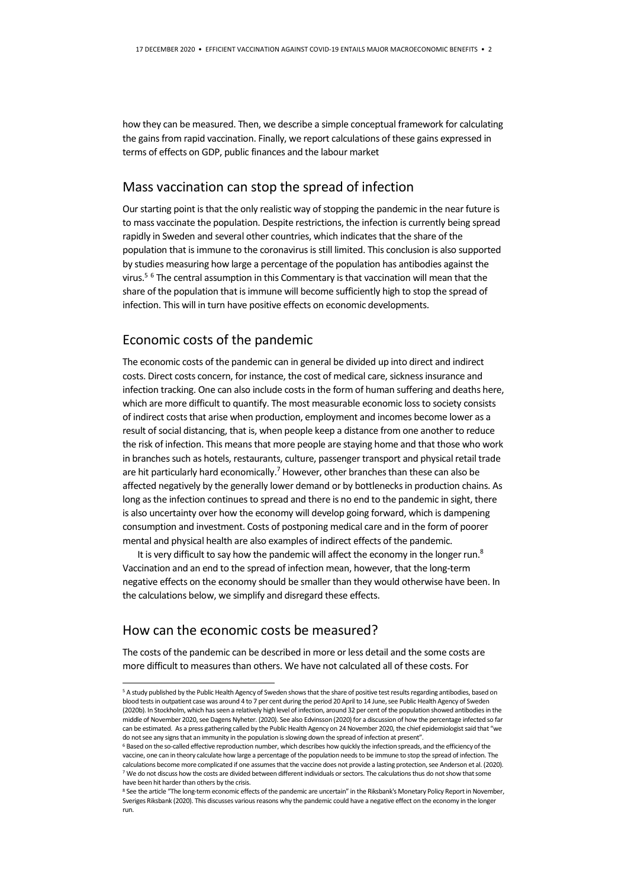how they can be measured. Then, we describe a simple conceptual framework for calculating the gains from rapid vaccination. Finally, we report calculations of these gains expressed in terms of effects on GDP, public finances and the labour market

## Mass vaccination can stop the spread of infection

Our starting point is that the only realistic way of stopping the pandemic in the near future is to mass vaccinate the population. Despite restrictions, the infection is currently being spread rapidly in Sweden and several other countries, which indicates that the share of the population that is immune to the coronavirus is still limited. This conclusion is also supported by studies measuring how large a percentage of the population has antibodies against the virus.[5] [6] The central assumption in this Commentary is that vaccination will mean that the share of the population that is immune will become sufficiently high to stop the spread of infection. This will in turn have positive effects on economic developments.

## Economic costs of the pandemic

The economic costs of the pandemic can in general be divided up into direct and indirect costs. Direct costs concern, for instance, the cost of medical care, sickness insurance and infection tracking. One can also include costs in the form of human suffering and deaths here, which are more difficult to quantify. The most measurable economic loss to society consists of indirect costs that arise when production, employment and incomes become lower as a result of social distancing, that is, when people keep a distance from one another to reduce the risk of infection. This means that more people are staying home and that those who work in branches such as hotels, restaurants, culture, passenger transport and physical retail trade are hit particularly hard economically.[7] However, other branches than these can also be affected negatively by the generally lower demand or by bottlenecks in production chains. As long as the infection continues to spread and there is no end to the pandemic in sight, there is also uncertainty over how the economy will develop going forward, which is dampening consumption and investment. Costs of postponing medical care and in the form of poorer mental and physical health are also examples of indirect effects of the pandemic.

It is very difficult to say how the pandemic will affect the economy in the longer run.[8] Vaccination and an end to the spread of infection mean, however, that the long-term negative effects on the economy should be smaller than they would otherwise have been. In the calculations below, we simplify and disregard these effects.

## How can the economic costs be measured?

The costs of the pandemic can be described in more or less detail and the some costs are more difficult to measures than others. We have not calculated all of these costs. For

---

[5] A study published by the Public Health Agency of Sweden shows that the share of positive test results regarding antibodies, based on blood tests in outpatient case was around 4 to 7 per cent during the period 20 April to 14 June, see Public Health Agency of Sweden (2020b). In Stockholm, which has seen a relatively high level of infection, around 32 per cent of the population showed antibodies in the middle of November 2020, see Dagens Nyheter. (2020). See also Edvinsson (2020) for a discussion of how the percentage infected so far can be estimated. As a press gathering called by the Public Health Agency on 24 November 2020, the chief epidemiologist said that "we do not see any signs that an immunity in the population is slowing down the spread of infection at present".

[6] Based on the so-called effective reproduction number, which describes how quickly the infection spreads, and the efficiency of the vaccine, one can in theory calculate how large a percentage of the population needs to be immune to stop the spread of infection. The calculations become more complicated if one assumes that the vaccine does not provide a lasting protection, see Anderson et al. (2020).

[7] We do not discuss how the costs are divided between different individuals or sectors. The calculations thus do not show that some have been hit harder than others by the crisis.

[8] See the article "The long-term economic effects of the pandemic are uncertain" in the Riksbank's Monetary Policy Report in November, Sveriges Riksbank (2020). This discusses various reasons why the pandemic could have a negative effect on the economy in the longer run.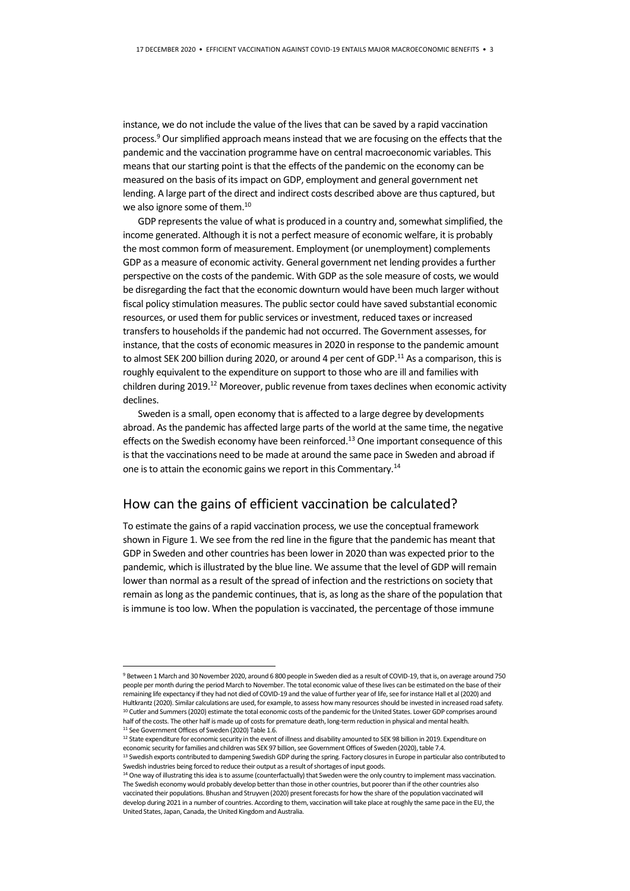instance, we do not include the value of the lives that can be saved by a rapid vaccination process.[9] Our simplified approach means instead that we are focusing on the effects that the pandemic and the vaccination programme have on central macroeconomic variables. This means that our starting point is that the effects of the pandemic on the economy can be measured on the basis of its impact on GDP, employment and general government net lending. A large part of the direct and indirect costs described above are thus captured, but we also ignore some of them.[10]

GDP represents the value of what is produced in a country and, somewhat simplified, the income generated. Although it is not a perfect measure of economic welfare, it is probably the most common form of measurement. Employment (or unemployment) complements GDP as a measure of economic activity. General government net lending provides a further perspective on the costs of the pandemic. With GDP as the sole measure of costs, we would be disregarding the fact that the economic downturn would have been much larger without fiscal policy stimulation measures. The public sector could have saved substantial economic resources, or used them for public services or investment, reduced taxes or increased transfers to households if the pandemic had not occurred. The Government assesses, for instance, that the costs of economic measures in 2020 in response to the pandemic amount to almost SEK 200 billion during 2020, or around 4 per cent of GDP.[11] As a comparison, this is roughly equivalent to the expenditure on support to those who are ill and families with children during 2019.[12] Moreover, public revenue from taxes declines when economic activity declines.

Sweden is a small, open economy that is affected to a large degree by developments abroad. As the pandemic has affected large parts of the world at the same time, the negative effects on the Swedish economy have been reinforced.[13] One important consequence of this is that the vaccinations need to be made at around the same pace in Sweden and abroad if one is to attain the economic gains we report in this Commentary.[14]

## How can the gains of efficient vaccination be calculated?

To estimate the gains of a rapid vaccination process, we use the conceptual framework shown in Figure 1. We see from the red line in the figure that the pandemic has meant that GDP in Sweden and other countries has been lower in 2020 than was expected prior to the pandemic, which is illustrated by the blue line. We assume that the level of GDP will remain lower than normal as a result of the spread of infection and the restrictions on society that remain as long as the pandemic continues, that is, as long as the share of the population that is immune is too low. When the population is vaccinated, the percentage of those immune

---

[9] Between 1 March and 30 November 2020, around 6 800 people in Sweden died as a result of COVID-19, that is, on average around 750 people per month during the period March to November. The total economic value of these lives can be estimated on the base of their remaining life expectancy if they had not died of COVID-19 and the value of further year of life, see for instance Hall et al (2020) and Hultkrantz (2020). Similar calculations are used, for example, to assess how many resources should be invested in increased road safety.

[10] Cutler and Summers (2020) estimate the total economic costs of the pandemic for the United States. Lower GDP comprises around half of the costs. The other half is made up of costs for premature death, long-term reduction in physical and mental health.

[11] See Government Offices of Sweden (2020) Table 1.6.

[12] State expenditure for economic security in the event of illness and disability amounted to SEK 98 billion in 2019. Expenditure on economic security for families and children was SEK 97 billion, see Government Offices of Sweden (2020), table 7.4.

[13] Swedish exports contributed to dampening Swedish GDP during the spring. Factory closures in Europe in particular also contributed to Swedish industries being forced to reduce their output as a result of shortages of input goods.

[14] One way of illustrating this idea is to assume (counterfactually) that Sweden were the only country to implement mass vaccination. The Swedish economy would probably develop better than those in other countries, but poorer than if the other countries also vaccinated their populations. Bhushan and Struyven (2020) present forecasts for how the share of the population vaccinated will develop during 2021 in a number of countries. According to them, vaccination will take place at roughly the same pace in the EU, the United States, Japan, Canada, the United Kingdom and Australia.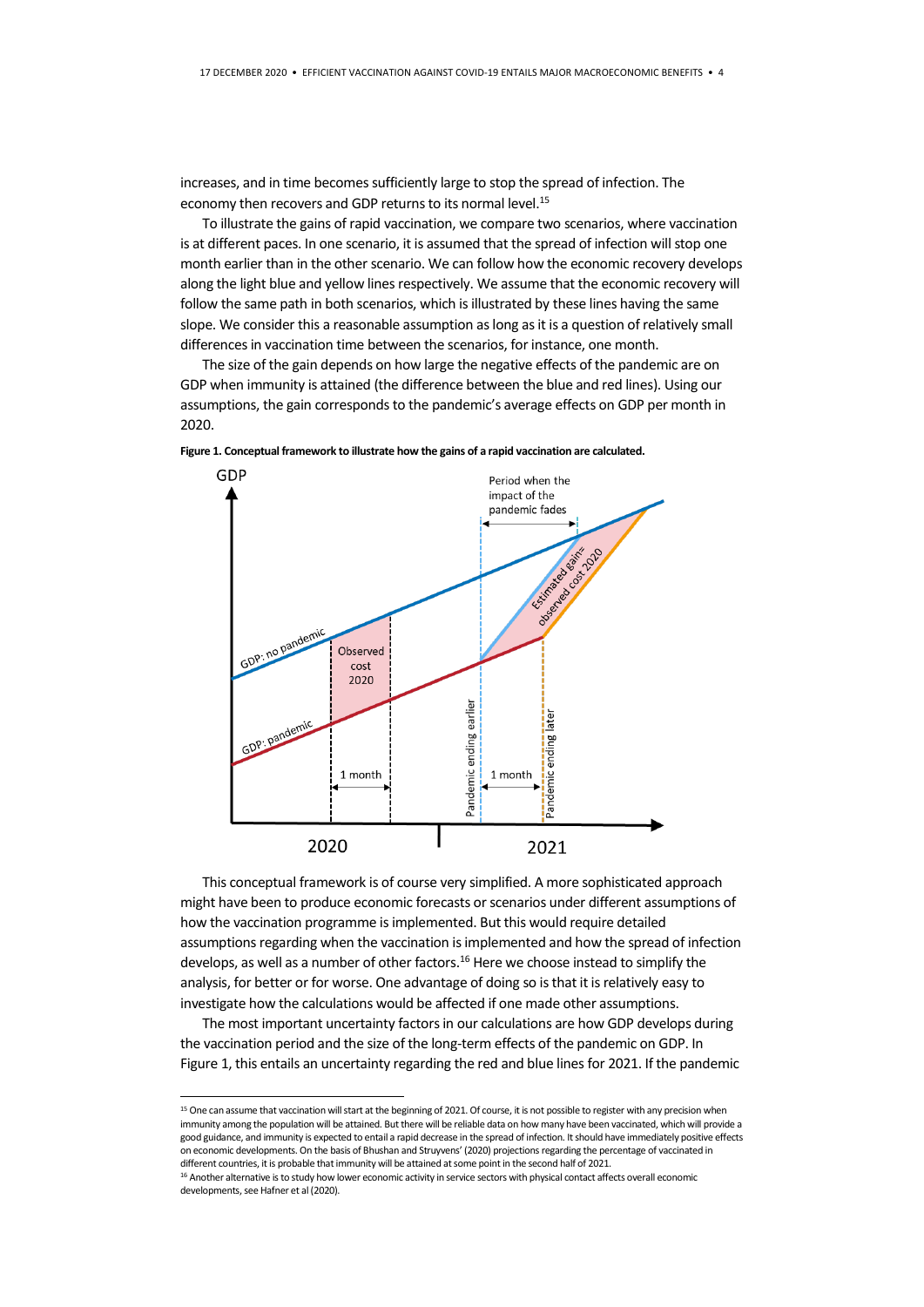increases, and in time becomes sufficiently large to stop the spread of infection. The economy then recovers and GDP returns to its normal level.[15]

To illustrate the gains of rapid vaccination, we compare two scenarios, where vaccination is at different paces. In one scenario, it is assumed that the spread of infection will stop one month earlier than in the other scenario. We can follow how the economic recovery develops along the light blue and yellow lines respectively. We assume that the economic recovery will follow the same path in both scenarios, which is illustrated by these lines having the same slope. We consider this a reasonable assumption as long as it is a question of relatively small differences in vaccination time between the scenarios, for instance, one month.

The size of the gain depends on how large the negative effects of the pandemic are on GDP when immunity is attained (the difference between the blue and red lines). Using our assumptions, the gain corresponds to the pandemic's average effects on GDP per month in 2020.

**Figure 1. Conceptual framework to illustrate how the gains of a rapid vaccination are calculated.**

This conceptual framework is of course very simplified. A more sophisticated approach might have been to produce economic forecasts or scenarios under different assumptions of how the vaccination programme is implemented. But this would require detailed assumptions regarding when the vaccination is implemented and how the spread of infection develops, as well as a number of other factors.[16] Here we choose instead to simplify the analysis, for better or for worse. One advantage of doing so is that it is relatively easy to investigate how the calculations would be affected if one made other assumptions.

The most important uncertainty factors in our calculations are how GDP develops during the vaccination period and the size of the long-term effects of the pandemic on GDP. In Figure 1, this entails an uncertainty regarding the red and blue lines for 2021. If the pandemic

---

[15] One can assume that vaccination will start at the beginning of 2021. Of course, it is not possible to register with any precision when immunity among the population will be attained. But there will be reliable data on how many have been vaccinated, which will provide a good guidance, and immunity is expected to entail a rapid decrease in the spread of infection. It should have immediately positive effects on economic developments. On the basis of Bhushan and Struyvens' (2020) projections regarding the percentage of vaccinated in different countries, it is probable that immunity will be attained at some point in the second half of 2021.

[16] Another alternative is to study how lower economic activity in service sectors with physical contact affects overall economic developments, see Hafner et al (2020).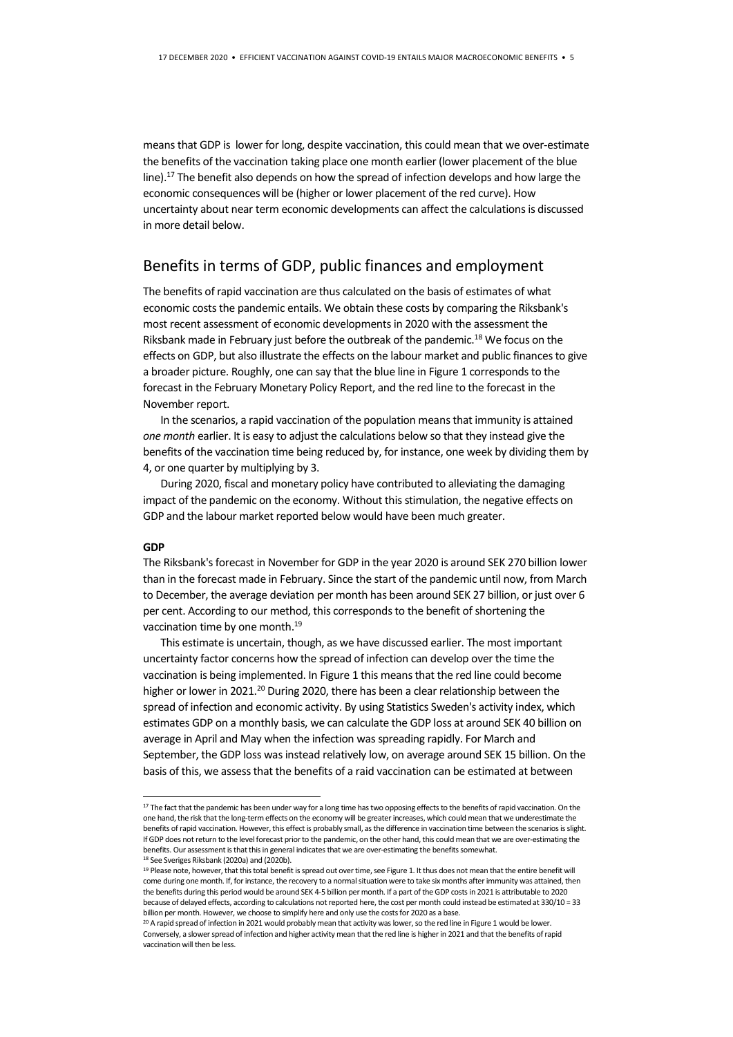means that GDP is lower for long, despite vaccination, this could mean that we over-estimate the benefits of the vaccination taking place one month earlier (lower placement of the blue line).[17] The benefit also depends on how the spread of infection develops and how large the economic consequences will be (higher or lower placement of the red curve). How uncertainty about near term economic developments can affect the calculations is discussed in more detail below.

## Benefits in terms of GDP, public finances and employment

The benefits of rapid vaccination are thus calculated on the basis of estimates of what economic costs the pandemic entails. We obtain these costs by comparing the Riksbank's most recent assessment of economic developments in 2020 with the assessment the Riksbank made in February just before the outbreak of the pandemic.[18] We focus on the effects on GDP, but also illustrate the effects on the labour market and public finances to give a broader picture. Roughly, one can say that the blue line in Figure 1 corresponds to the forecast in the February Monetary Policy Report, and the red line to the forecast in the November report.

In the scenarios, a rapid vaccination of the population means that immunity is attained *one month* earlier. It is easy to adjust the calculations below so that they instead give the benefits of the vaccination time being reduced by, for instance, one week by dividing them by 4, or one quarter by multiplying by 3.

During 2020, fiscal and monetary policy have contributed to alleviating the damaging impact of the pandemic on the economy. Without this stimulation, the negative effects on GDP and the labour market reported below would have been much greater.

**GDP**

The Riksbank's forecast in November for GDP in the year 2020 is around SEK 270 billion lower than in the forecast made in February. Since the start of the pandemic until now, from March to December, the average deviation per month has been around SEK 27 billion, or just over 6 per cent. According to our method, this corresponds to the benefit of shortening the vaccination time by one month.[19]

This estimate is uncertain, though, as we have discussed earlier. The most important uncertainty factor concerns how the spread of infection can develop over the time the vaccination is being implemented. In Figure 1 this means that the red line could become higher or lower in 2021.[20] During 2020, there has been a clear relationship between the spread of infection and economic activity. By using Statistics Sweden's activity index, which estimates GDP on a monthly basis, we can calculate the GDP loss at around SEK 40 billion on average in April and May when the infection was spreading rapidly. For March and September, the GDP loss was instead relatively low, on average around SEK 15 billion. On the basis of this, we assess that the benefits of a raid vaccination can be estimated at between

---

[17] The fact that the pandemic has been under way for a long time has two opposing effects to the benefits of rapid vaccination. On the one hand, the risk that the long-term effects on the economy will be greater increases, which could mean that we underestimate the benefits of rapid vaccination. However, this effect is probably small, as the difference in vaccination time between the scenarios is slight. If GDP does not return to the level forecast prior to the pandemic, on the other hand, this could mean that we are over-estimating the benefits. Our assessment is that this in general indicates that we are over-estimating the benefits somewhat.

[18] See Sveriges Riksbank (2020a) and (2020b).

[19] Please note, however, that this total benefit is spread out over time, see Figure 1. It thus does not mean that the entire benefit will come during one month. If, for instance, the recovery to a normal situation were to take six months after immunity was attained, then the benefits during this period would be around SEK 4-5 billion per month. If a part of the GDP costs in 2021 is attributable to 2020 because of delayed effects, according to calculations not reported here, the cost per month could instead be estimated at 330/10 = 33 billion per month. However, we choose to simplify here and only use the costs for 2020 as a base.

[20] A rapid spread of infection in 2021 would probably mean that activity was lower, so the red line in Figure 1 would be lower. Conversely, a slower spread of infection and higher activity mean that the red line is higher in 2021 and that the benefits of rapid vaccination will then be less.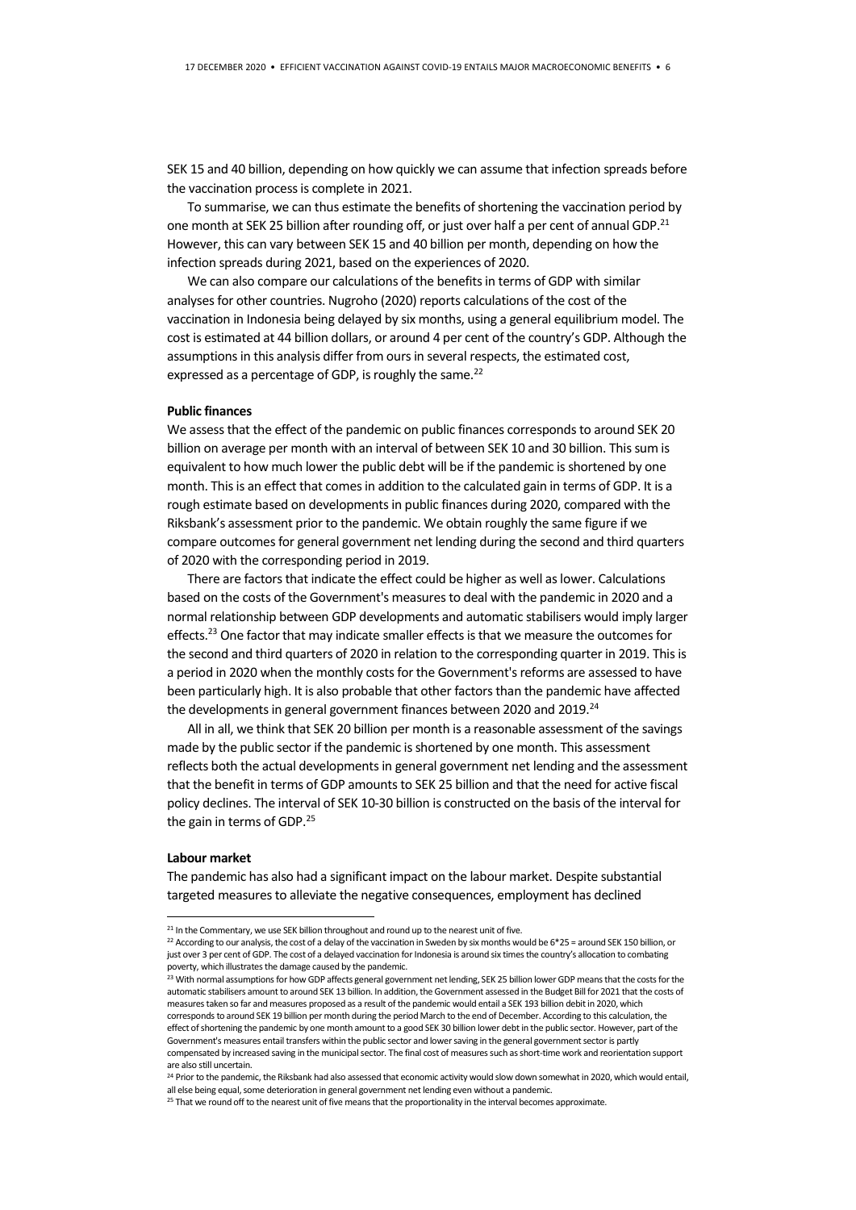SEK 15 and 40 billion, depending on how quickly we can assume that infection spreads before the vaccination process is complete in 2021.

To summarise, we can thus estimate the benefits of shortening the vaccination period by one month at SEK 25 billion after rounding off, or just over half a per cent of annual GDP.[21] However, this can vary between SEK 15 and 40 billion per month, depending on how the infection spreads during 2021, based on the experiences of 2020.

We can also compare our calculations of the benefits in terms of GDP with similar analyses for other countries. Nugroho (2020) reports calculations of the cost of the vaccination in Indonesia being delayed by six months, using a general equilibrium model. The cost is estimated at 44 billion dollars, or around 4 per cent of the country's GDP. Although the assumptions in this analysis differ from ours in several respects, the estimated cost, expressed as a percentage of GDP, is roughly the same.[22]

**Public finances**

We assess that the effect of the pandemic on public finances corresponds to around SEK 20 billion on average per month with an interval of between SEK 10 and 30 billion. This sum is equivalent to how much lower the public debt will be if the pandemic is shortened by one month. This is an effect that comes in addition to the calculated gain in terms of GDP. It is a rough estimate based on developments in public finances during 2020, compared with the Riksbank's assessment prior to the pandemic. We obtain roughly the same figure if we compare outcomes for general government net lending during the second and third quarters of 2020 with the corresponding period in 2019.

There are factors that indicate the effect could be higher as well as lower. Calculations based on the costs of the Government's measures to deal with the pandemic in 2020 and a normal relationship between GDP developments and automatic stabilisers would imply larger effects.[23] One factor that may indicate smaller effects is that we measure the outcomes for the second and third quarters of 2020 in relation to the corresponding quarter in 2019. This is a period in 2020 when the monthly costs for the Government's reforms are assessed to have been particularly high. It is also probable that other factors than the pandemic have affected the developments in general government finances between 2020 and 2019.[24]

All in all, we think that SEK 20 billion per month is a reasonable assessment of the savings made by the public sector if the pandemic is shortened by one month. This assessment reflects both the actual developments in general government net lending and the assessment that the benefit in terms of GDP amounts to SEK 25 billion and that the need for active fiscal policy declines. The interval of SEK 10-30 billion is constructed on the basis of the interval for the gain in terms of GDP.[25]

**Labour market**

The pandemic has also had a significant impact on the labour market. Despite substantial targeted measures to alleviate the negative consequences, employment has declined

---

[21] In the Commentary, we use SEK billion throughout and round up to the nearest unit of five.

[22] According to our analysis, the cost of a delay of the vaccination in Sweden by six months would be 6*25 = around SEK 150 billion, or just over 3 per cent of GDP. The cost of a delayed vaccination for Indonesia is around six times the country's allocation to combating poverty, which illustrates the damage caused by the pandemic.

[23] With normal assumptions for how GDP affects general government net lending, SEK 25 billion lower GDP means that the costs for the automatic stabilisers amount to around SEK 13 billion. In addition, the Government assessed in the Budget Bill for 2021 that the costs of measures taken so far and measures proposed as a result of the pandemic would entail a SEK 193 billion debit in 2020, which corresponds to around SEK 19 billion per month during the period March to the end of December. According to this calculation, the effect of shortening the pandemic by one month amount to a good SEK 30 billion lower debt in the public sector. However, part of the Government's measures entail transfers within the public sector and lower saving in the general government sector is partly compensated by increased saving in the municipal sector. The final cost of measures such as short-time work and reorientation support are also still uncertain.

[24] Prior to the pandemic, the Riksbank had also assessed that economic activity would slow down somewhat in 2020, which would entail, all else being equal, some deterioration in general government net lending even without a pandemic.

[25] That we round off to the nearest unit of five means that the proportionality in the interval becomes approximate.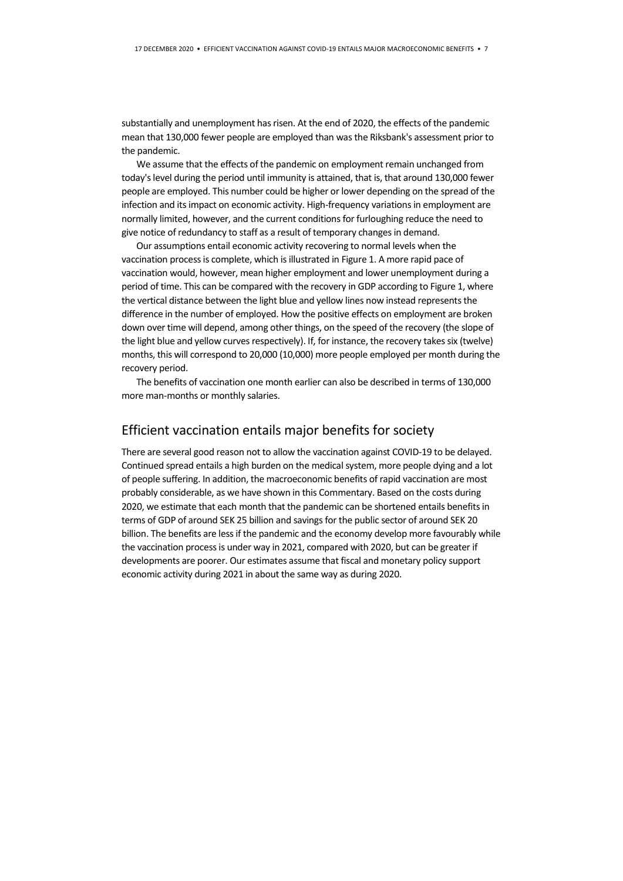substantially and unemployment has risen. At the end of 2020, the effects of the pandemic mean that 130,000 fewer people are employed than was the Riksbank's assessment prior to the pandemic.

We assume that the effects of the pandemic on employment remain unchanged from today's level during the period until immunity is attained, that is, that around 130,000 fewer people are employed. This number could be higher or lower depending on the spread of the infection and its impact on economic activity. High-frequency variations in employment are normally limited, however, and the current conditions for furloughing reduce the need to give notice of redundancy to staff as a result of temporary changes in demand.

Our assumptions entail economic activity recovering to normal levels when the vaccination process is complete, which is illustrated in Figure 1. A more rapid pace of vaccination would, however, mean higher employment and lower unemployment during a period of time. This can be compared with the recovery in GDP according to Figure 1, where the vertical distance between the light blue and yellow lines now instead represents the difference in the number of employed. How the positive effects on employment are broken down over time will depend, among other things, on the speed of the recovery (the slope of the light blue and yellow curves respectively). If, for instance, the recovery takes six (twelve) months, this will correspond to 20,000 (10,000) more people employed per month during the recovery period.

The benefits of vaccination one month earlier can also be described in terms of 130,000 more man-months or monthly salaries.

## Efficient vaccination entails major benefits for society

There are several good reason not to allow the vaccination against COVID-19 to be delayed. Continued spread entails a high burden on the medical system, more people dying and a lot of people suffering. In addition, the macroeconomic benefits of rapid vaccination are most probably considerable, as we have shown in this Commentary. Based on the costs during 2020, we estimate that each month that the pandemic can be shortened entails benefits in terms of GDP of around SEK 25 billion and savings for the public sector of around SEK 20 billion. The benefits are less if the pandemic and the economy develop more favourably while the vaccination process is under way in 2021, compared with 2020, but can be greater if developments are poorer. Our estimates assume that fiscal and monetary policy support economic activity during 2021 in about the same way as during 2020.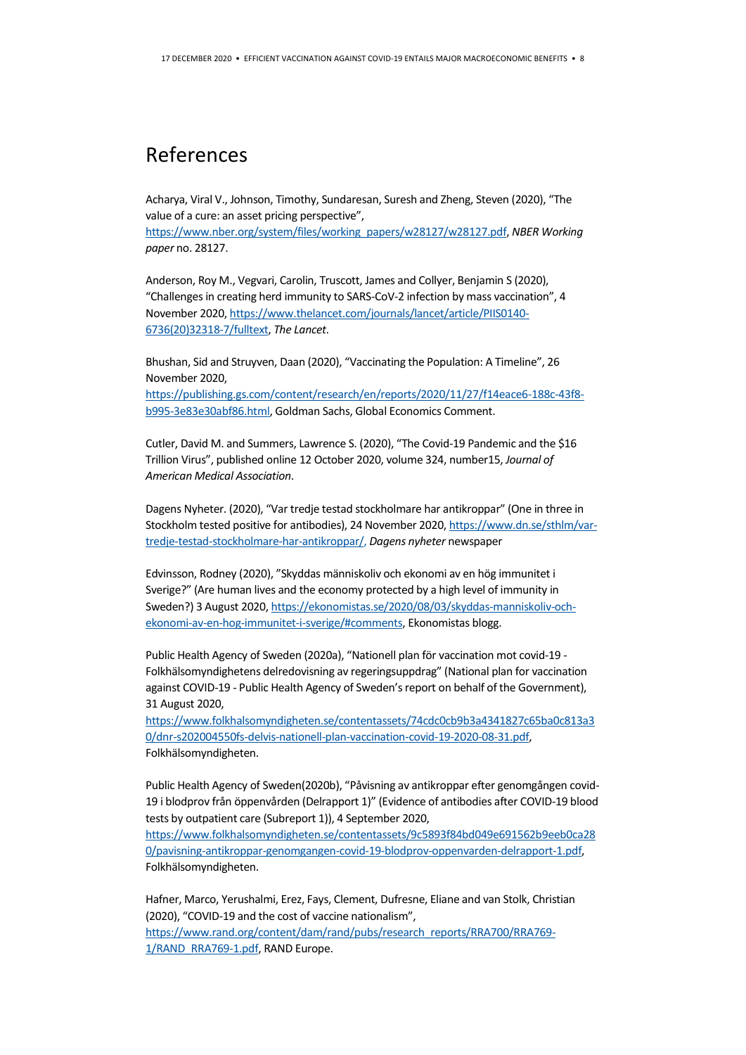# References

Acharya, Viral V., Johnson, Timothy, Sundaresan, Suresh and Zheng, Steven (2020), "The value of a cure: an asset pricing perspective", https://www.nber.org/system/files/working_papers/w28127/w28127.pdf, *NBER Working paper* no. 28127.

Anderson, Roy M., Vegvari, Carolin, Truscott, James and Collyer, Benjamin S (2020), "Challenges in creating herd immunity to SARS-CoV-2 infection by mass vaccination", 4 November 2020, https://www.thelancet.com/journals/lancet/article/PIIS0140-6736(20)32318-7/fulltext, *The Lancet*.

Bhushan, Sid and Struyven, Daan (2020), "Vaccinating the Population: A Timeline", 26 November 2020, https://publishing.gs.com/content/research/en/reports/2020/11/27/f14eace6-188c-43f8-b995-3e83e30abf86.html, Goldman Sachs, Global Economics Comment.

Cutler, David M. and Summers, Lawrence S. (2020), "The Covid-19 Pandemic and the $16 Trillion Virus", published online 12 October 2020, volume 324, number15, *Journal of American Medical Association*.

Dagens Nyheter. (2020), "Var tredje testad stockholmare har antikroppar" (One in three in Stockholm tested positive for antibodies), 24 November 2020, https://www.dn.se/sthlm/var-tredje-testad-stockholmare-har-antikroppar/, *Dagens nyheter* newspaper

Edvinsson, Rodney (2020), "Skyddas människoliv och ekonomi av en hög immunitet i Sverige?" (Are human lives and the economy protected by a high level of immunity in Sweden?) 3 August 2020, https://ekonomistas.se/2020/08/03/skyddas-manniskoliv-och-ekonomi-av-en-hog-immunitet-i-sverige/#comments, Ekonomistas blogg.

Public Health Agency of Sweden (2020a), "Nationell plan för vaccination mot covid-19 - Folkhälsomyndighetens delredovisning av regeringsuppdrag" (National plan for vaccination against COVID-19 - Public Health Agency of Sweden's report on behalf of the Government), 31 August 2020, https://www.folkhalsomyndigheten.se/contentassets/74cdc0cb9b3a4341827c65ba0c813a30/dnr-s202004550fs-delvis-nationell-plan-vaccination-covid-19-2020-08-31.pdf, Folkhälsomyndigheten.

Public Health Agency of Sweden(2020b), "Påvisning av antikroppar efter genomgången covid-19 i blodprov från öppenvården (Delrapport 1)" (Evidence of antibodies after COVID-19 blood tests by outpatient care (Subreport 1)), 4 September 2020, https://www.folkhalsomyndigheten.se/contentassets/9c5893f84bd049e691562b9eeb0ca280/pavisning-antikroppar-genomgangen-covid-19-blodprov-oppenvarden-delrapport-1.pdf, Folkhälsomyndigheten.

Hafner, Marco, Yerushalmi, Erez, Fays, Clement, Dufresne, Eliane and van Stolk, Christian (2020), "COVID-19 and the cost of vaccine nationalism", https://www.rand.org/content/dam/rand/pubs/research_reports/RRA700/RRA769-1/RAND_RRA769-1.pdf, RAND Europe.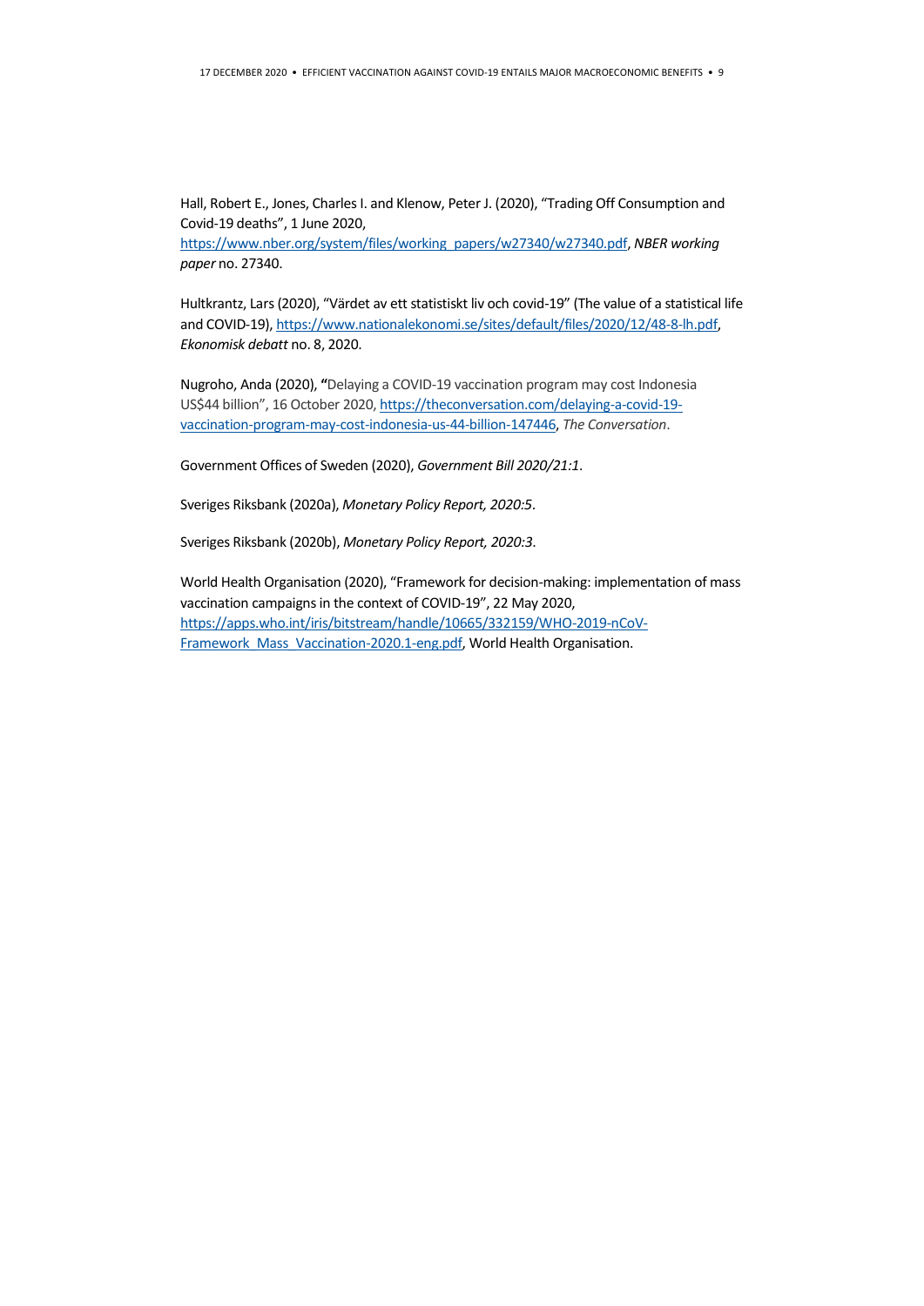Hall, Robert E., Jones, Charles I. and Klenow, Peter J. (2020), "Trading Off Consumption and Covid-19 deaths", 1 June 2020, https://www.nber.org/system/files/working_papers/w27340/w27340.pdf, *NBER working paper* no. 27340.

Hultkrantz, Lars (2020), "Värdet av ett statistiskt liv och covid-19" (The value of a statistical life and COVID-19), https://www.nationalekonomi.se/sites/default/files/2020/12/48-8-lh.pdf, *Ekonomisk debatt* no. 8, 2020.

Nugroho, Anda (2020), **"**Delaying a COVID-19 vaccination program may cost Indonesia US$44 billion", 16 October 2020, https://theconversation.com/delaying-a-covid-19-vaccination-program-may-cost-indonesia-us-44-billion-147446, *The Conversation*.

Government Offices of Sweden (2020), *Government Bill 2020/21:1*.

Sveriges Riksbank (2020a), *Monetary Policy Report, 2020:5*.

Sveriges Riksbank (2020b), *Monetary Policy Report, 2020:3*.

World Health Organisation (2020), "Framework for decision-making: implementation of mass vaccination campaigns in the context of COVID-19", 22 May 2020, https://apps.who.int/iris/bitstream/handle/10665/332159/WHO-2019-nCoV-Framework_Mass_Vaccination-2020.1-eng.pdf, World Health Organisation.